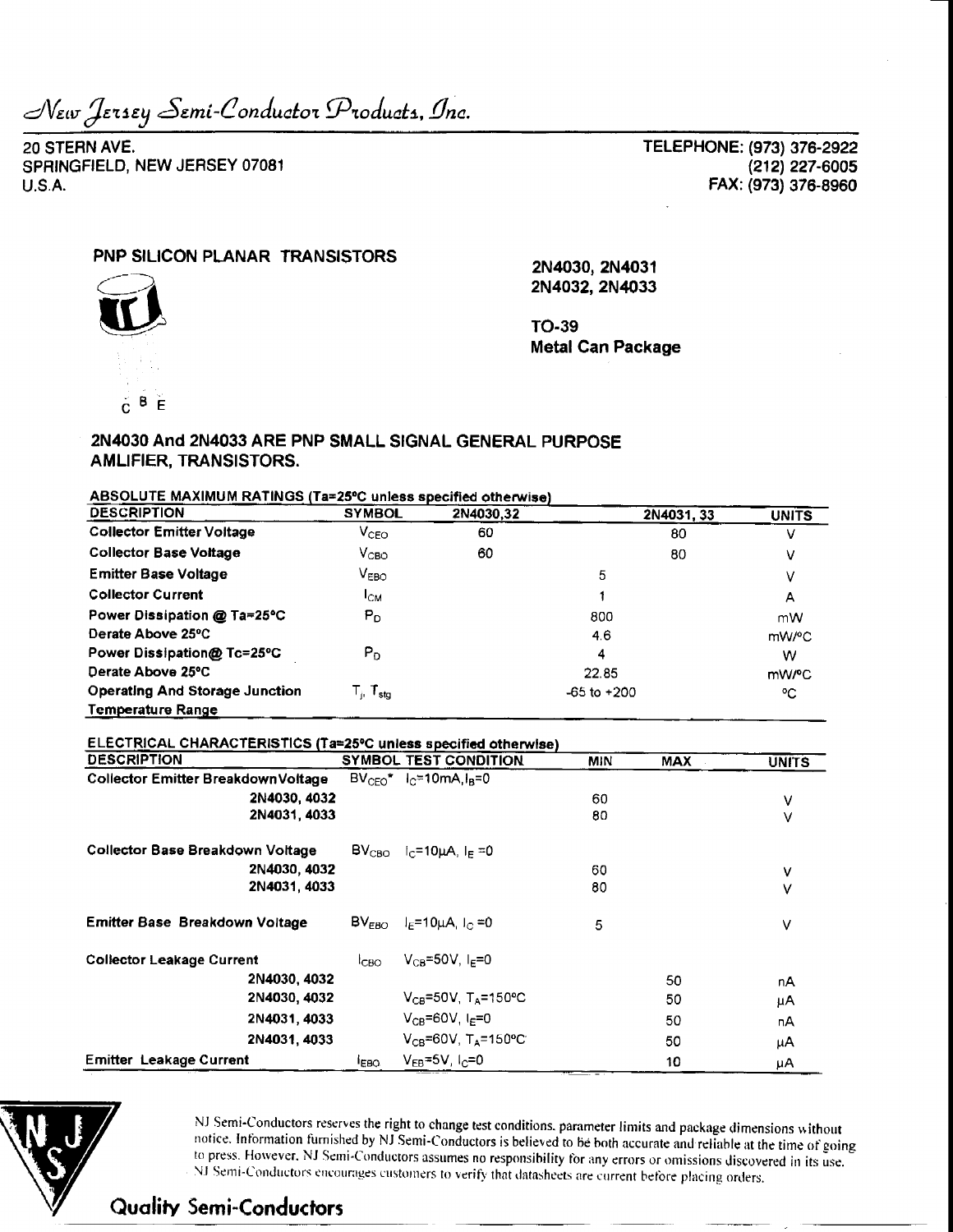*New Jersey Semi-Conductor Products, Inc.*

20 STERN AVE.
SPRINGFIELD, NEW JERSEY 07081
U.S.A.

TELEPHONE: (973) 376-2922
(212) 227-6005
FAX: (973) 376-8960

## PNP SILICON PLANAR TRANSISTORS

**2N4030, 2N4031**
**2N4032, 2N4033**

**TO-39**
**Metal Can Package**

C B E

### 2N4030 And 2N4033 ARE PNP SMALL SIGNAL GENERAL PURPOSE AMLIFIER, TRANSISTORS.

**ABSOLUTE MAXIMUM RATINGS (Ta=25°C unless specified otherwise)**

| DESCRIPTION | SYMBOL | 2N4030,32 | | 2N4031, 33 | UNITS |
|---|---|---|---|---|---|
| Collector Emitter Voltage | $V_{CEO}$ | 60 | | 80 | V |
| Collector Base Voltage | $V_{CBO}$ | 60 | | 80 | V |
| Emitter Base Voltage | $V_{EBO}$ | | 5 | | V |
| Collector Current | $I_{CM}$ | | 1 | | A |
| Power Dissipation @ Ta=25°C | $P_D$ | | 800 | | mW |
| Derate Above 25°C | | | 4.6 | | mW/°C |
| Power Dissipation@ Tc=25°C | $P_D$ | | 4 | | W |
| Derate Above 25°C | | | 22.85 | | mW/°C |
| Operating And Storage Junction Temperature Range | $T_j$, $T_{stg}$ | | -65 to +200 | | °C |

**ELECTRICAL CHARACTERISTICS (Ta=25°C unless specified otherwise)**

| DESCRIPTION | SYMBOL | TEST CONDITION | MIN | MAX | UNITS |
|---|---|---|---|---|---|
| Collector Emitter Breakdown Voltage | $BV_{CEO}$* | $I_C$=10mA, $I_B$=0 | | | |
| 2N4030, 4032 | | | 60 | | V |
| 2N4031, 4033 | | | 80 | | V |
| Collector Base Breakdown Voltage | $BV_{CBO}$ | $I_C$=10μA, $I_E$=0 | | | |
| 2N4030, 4032 | | | 60 | | V |
| 2N4031, 4033 | | | 80 | | V |
| Emitter Base Breakdown Voltage | $BV_{EBO}$ | $I_E$=10μA, $I_C$=0 | 5 | | V |
| Collector Leakage Current | $I_{CBO}$ | $V_{CB}$=50V, $I_E$=0 | | | |
| 2N4030, 4032 | | | | 50 | nA |
| 2N4030, 4032 | | $V_{CB}$=50V, $T_A$=150°C | | 50 | μA |
| 2N4031, 4033 | | $V_{CB}$=60V, $I_E$=0 | | 50 | nA |
| 2N4031, 4033 | | $V_{CB}$=60V, $T_A$=150°C | | 50 | μA |
| Emitter Leakage Current | $I_{EBO}$ | $V_{EB}$=5V, $I_C$=0 | | 10 | μA |

NJ Semi-Conductors reserves the right to change test conditions, parameter limits and package dimensions without notice. Information furnished by NJ Semi-Conductors is believed to be both accurate and reliable at the time of going to press. However, NJ Semi-Conductors assumes no responsibility for any errors or omissions discovered in its use. NJ Semi-Conductors encourages customers to verify that datasheets are current before placing orders.

**Quality Semi-Conductors**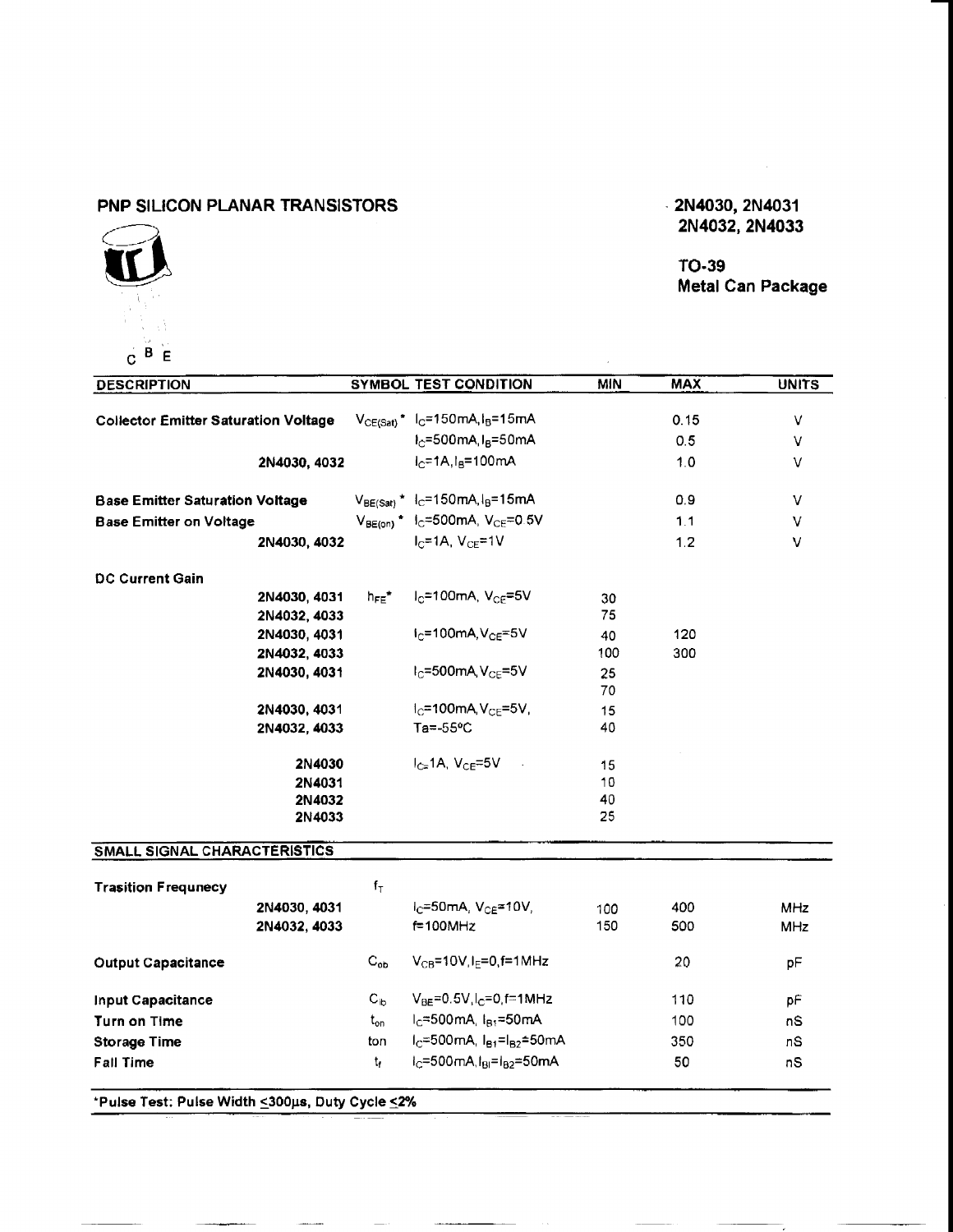## PNP SILICON PLANAR TRANSISTORS

**2N4030, 2N4031**
**2N4032, 2N4033**

**TO-39**
**Metal Can Package**

C B E

| DESCRIPTION | | SYMBOL | TEST CONDITION | MIN | MAX | UNITS |
|---|---|---|---|---|---|---|
| **Collector Emitter Saturation Voltage** | | $V_{CE(Sat)}$ * | $I_C$=150mA, $I_B$=15mA | | 0.15 | V |
| | | | $I_C$=500mA, $I_B$=50mA | | 0.5 | V |
| | **2N4030, 4032** | | $I_C$=1A, $I_B$=100mA | | 1.0 | V |
| **Base Emitter Saturation Voltage** | | $V_{BE(Sat)}$ * | $I_C$=150mA, $I_B$=15mA | | 0.9 | V |
| **Base Emitter on Voltage** | | $V_{BE(on)}$ * | $I_C$=500mA, $V_{CE}$=0.5V | | 1.1 | V |
| | **2N4030, 4032** | | $I_C$=1A, $V_{CE}$=1V | | 1.2 | V |
| **DC Current Gain** | | | | | | |
| | **2N4030, 4031** | $h_{FE}$* | $I_C$=100mA, $V_{CE}$=5V | 30 | | |
| | **2N4032, 4033** | | | 75 | | |
| | **2N4030, 4031** | | $I_C$=100mA, $V_{CE}$=5V | 40 | 120 | |
| | **2N4032, 4033** | | | 100 | 300 | |
| | **2N4030, 4031** | | $I_C$=500mA, $V_{CE}$=5V | 25 | | |
| | | | | 70 | | |
| | **2N4030, 4031** | | $I_C$=100mA, $V_{CE}$=5V, | 15 | | |
| | **2N4032, 4033** | | Ta=-55ºC | 40 | | |
| | **2N4030** | | $I_C$=1A, $V_{CE}$=5V | 15 | | |
| | **2N4031** | | | 10 | | |
| | **2N4032** | | | 40 | | |
| | **2N4033** | | | 25 | | |

| SMALL SIGNAL CHARACTERISTICS | | | | | | |
|---|---|---|---|---|---|---|
| **Trasition Frequency** | | $f_T$ | | | | |
| | **2N4030, 4031** | | $I_C$=50mA, $V_{CE}$=10V, | 100 | 400 | MHz |
| | **2N4032, 4033** | | f=100MHz | 150 | 500 | MHz |
| **Output Capacitance** | | $C_{ob}$ | $V_{CB}$=10V, $I_E$=0, f=1MHz | | 20 | pF |
| **Input Capacitance** | | $C_{ib}$ | $V_{BE}$=0.5V, $I_C$=0, f=1MHz | | 110 | pF |
| **Turn on Time** | | $t_{on}$ | $I_C$=500mA, $I_{B1}$=50mA | | 100 | nS |
| **Storage Time** | | ton | $I_C$=500mA, $I_{B1}$=$I_{B2}$=50mA | | 350 | nS |
| **Fall Time** | | $t_f$ | $I_C$=500mA, $I_{BI}$=$I_{B2}$=50mA | | 50 | nS |

**\*Pulse Test: Pulse Width ≤300µs, Duty Cycle ≤2%**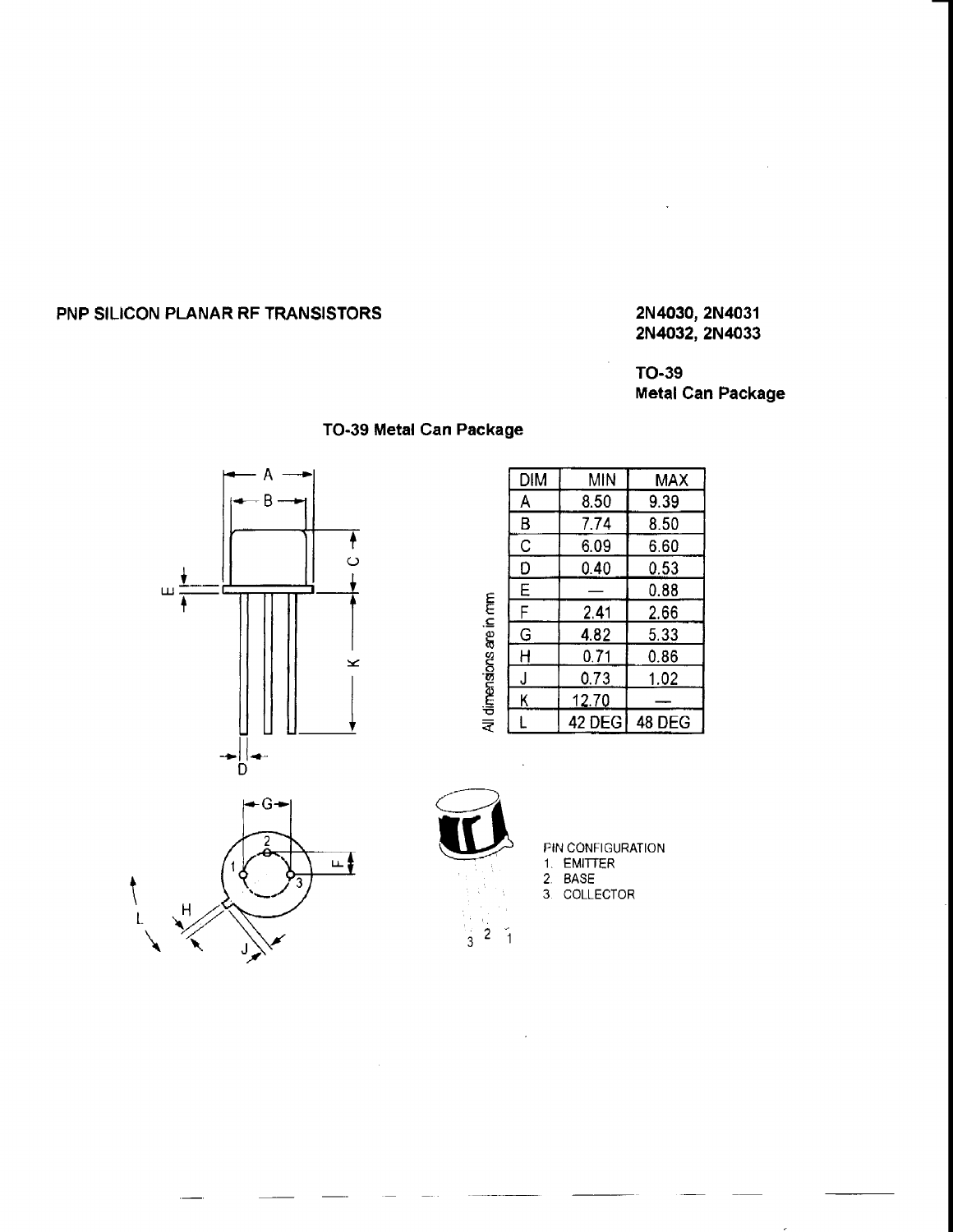**PNP SILICON PLANAR RF TRANSISTORS**

**2N4030, 2N4031**
**2N4032, 2N4033**

**TO-39**
**Metal Can Package**

### TO-39 Metal Can Package

| DIM | MIN | MAX |
|---|---|---|
| A | 8.50 | 9.39 |
| B | 7.74 | 8.50 |
| C | 6.09 | 6.60 |
| D | 0.40 | 0.53 |
| E | — | 0.88 |
| F | 2.41 | 2.66 |
| G | 4.82 | 5.33 |
| H | 0.71 | 0.86 |
| J | 0.73 | 1.02 |
| K | 12.70 | — |
| L | 42 DEG | 48 DEG |

All dimensions are in mm

PIN CONFIGURATION
1. EMITTER
2. BASE
3. COLLECTOR